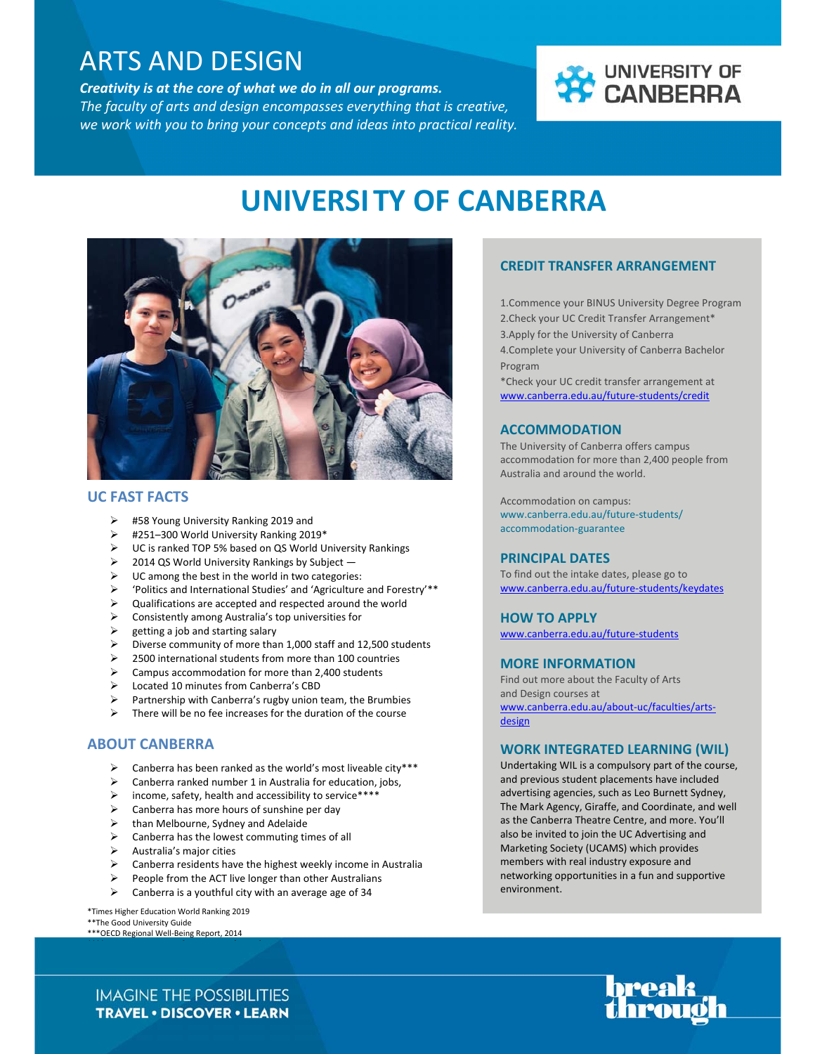# ARTS AND DESIGN

***Creativity is at the core of what we do in all our programs.***

*The faculty of arts and design encompasses everything that is creative, we work with you to bring your concepts and ideas into practical reality.*

UNIVERSITY OF CANBERRA

# UNIVERSI TY OF CANBERRA

## UC FAST FACTS

- #58 Young University Ranking 2019 and
- #251–300 World University Ranking 2019*
- UC is ranked TOP 5% based on QS World University Rankings
- 2014 QS World University Rankings by Subject —
- UC among the best in the world in two categories:
- 'Politics and International Studies' and 'Agriculture and Forestry'**
- Qualifications are accepted and respected around the world
- Consistently among Australia's top universities for
- getting a job and starting salary
- Diverse community of more than 1,000 staff and 12,500 students
- 2500 international students from more than 100 countries
- Campus accommodation for more than 2,400 students
- Located 10 minutes from Canberra's CBD
- Partnership with Canberra's rugby union team, the Brumbies
- There will be no fee increases for the duration of the course

## ABOUT CANBERRA

- Canberra has been ranked as the world's most liveable city***
- Canberra ranked number 1 in Australia for education, jobs,
- income, safety, health and accessibility to service****
- Canberra has more hours of sunshine per day
- than Melbourne, Sydney and Adelaide
- Canberra has the lowest commuting times of all
- Australia's major cities
- Canberra residents have the highest weekly income in Australia
- People from the ACT live longer than other Australians
- Canberra is a youthful city with an average age of 34

*Times Higher Education World Ranking 2019
**The Good University Guide
***OECD Regional Well-Being Report, 2014

## CREDIT TRANSFER ARRANGEMENT

1.Commence your BINUS University Degree Program
2.Check your UC Credit Transfer Arrangement*
3.Apply for the University of Canberra
4.Complete your University of Canberra Bachelor Program

*Check your UC credit transfer arrangement at www.canberra.edu.au/future-students/credit

## ACCOMMODATION

The University of Canberra offers campus accommodation for more than 2,400 people from Australia and around the world.

Accommodation on campus: www.canberra.edu.au/future-students/accommodation-guarantee

## PRINCIPAL DATES

To find out the intake dates, please go to www.canberra.edu.au/future-students/keydates

## HOW TO APPLY

www.canberra.edu.au/future-students

## MORE INFORMATION

Find out more about the Faculty of Arts and Design courses at www.canberra.edu.au/about-uc/faculties/arts-design

## WORK INTEGRATED LEARNING (WIL)

Undertaking WIL is a compulsory part of the course, and previous student placements have included advertising agencies, such as Leo Burnett Sydney, The Mark Agency, Giraffe, and Coordinate, and well as the Canberra Theatre Centre, and more. You'll also be invited to join the UC Advertising and Marketing Society (UCAMS) which provides members with real industry exposure and networking opportunities in a fun and supportive environment.

IMAGINE THE POSSIBILITIES
**TRAVEL • DISCOVER • LEARN**

break through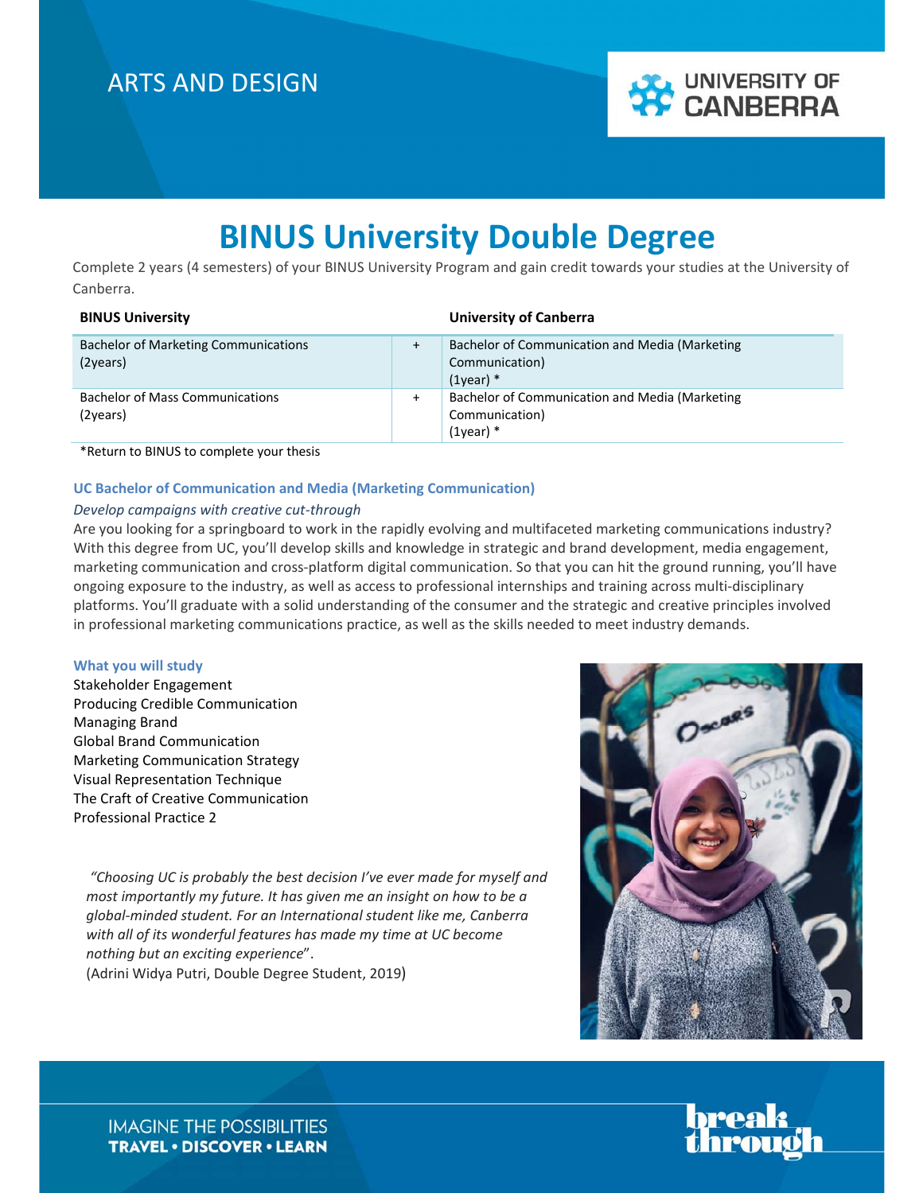ARTS AND DESIGN

UNIVERSITY OF CANBERRA

# BINUS University Double Degree

Complete 2 years (4 semesters) of your BINUS University Program and gain credit towards your studies at the University of Canberra.

| BINUS University | | University of Canberra |
|---|---|---|
| Bachelor of Marketing Communications (2years) | + | Bachelor of Communication and Media (Marketing Communication) (1year) * |
| Bachelor of Mass Communications (2years) | + | Bachelor of Communication and Media (Marketing Communication) (1year) * |

*Return to BINUS to complete your thesis

### UC Bachelor of Communication and Media (Marketing Communication)

*Develop campaigns with creative cut-through*

Are you looking for a springboard to work in the rapidly evolving and multifaceted marketing communications industry? With this degree from UC, you'll develop skills and knowledge in strategic and brand development, media engagement, marketing communication and cross-platform digital communication. So that you can hit the ground running, you'll have ongoing exposure to the industry, as well as access to professional internships and training across multi-disciplinary platforms. You'll graduate with a solid understanding of the consumer and the strategic and creative principles involved in professional marketing communications practice, as well as the skills needed to meet industry demands.

### What you will study

Stakeholder Engagement
Producing Credible Communication
Managing Brand
Global Brand Communication
Marketing Communication Strategy
Visual Representation Technique
The Craft of Creative Communication
Professional Practice 2

*"Choosing UC is probably the best decision I've ever made for myself and most importantly my future. It has given me an insight on how to be a global-minded student. For an International student like me, Canberra with all of its wonderful features has made my time at UC become nothing but an exciting experience*".
(Adrini Widya Putri, Double Degree Student, 2019)

IMAGINE THE POSSIBILITIES
**TRAVEL • DISCOVER • LEARN**

break through